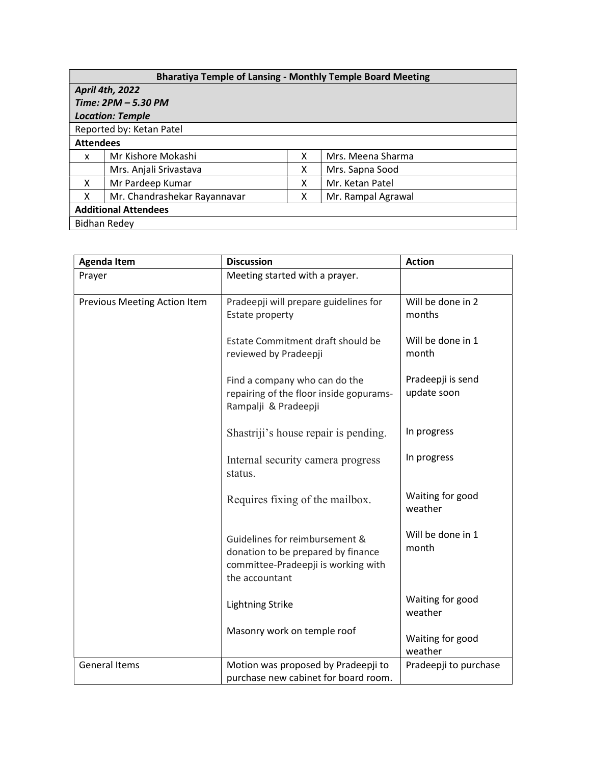| **Bharatiya Temple of Lansing - Monthly Temple Board Meeting** | | | |
|---|---|---|---|
| ***April 4th, 2022*** <br> ***Time: 2PM – 5.30 PM*** <br> ***Location: Temple*** | | | |
| Reported by: Ketan Patel | | | |
| **Attendees** | | | |
| x | Mr Kishore Mokashi | X | Mrs. Meena Sharma |
| | Mrs. Anjali Srivastava | X | Mrs. Sapna Sood |
| X | Mr Pardeep Kumar | X | Mr. Ketan Patel |
| X | Mr. Chandrashekar Rayannavar | X | Mr. Rampal Agrawal |
| **Additional Attendees** | | | |
| Bidhan Redey | | | |

| **Agenda Item** | **Discussion** | **Action** |
|---|---|---|
| Prayer | Meeting started with a prayer. | |
| Previous Meeting Action Item | Pradeepji will prepare guidelines for Estate property | Will be done in 2 months |
| | Estate Commitment draft should be reviewed by Pradeepji | Will be done in 1 month |
| | Find a company who can do the repairing of the floor inside gopurams- Rampalji & Pradeepji | Pradeepji is send update soon |
| | Shastriji's house repair is pending. | In progress |
| | Internal security camera progress status. | In progress |
| | Requires fixing of the mailbox. | Waiting for good weather |
| | Guidelines for reimbursement & donation to be prepared by finance committee-Pradeepji is working with the accountant | Will be done in 1 month |
| | Lightning Strike | Waiting for good weather |
| | Masonry work on temple roof | Waiting for good weather |
| General Items | Motion was proposed by Pradeepji to purchase new cabinet for board room. | Pradeepji to purchase |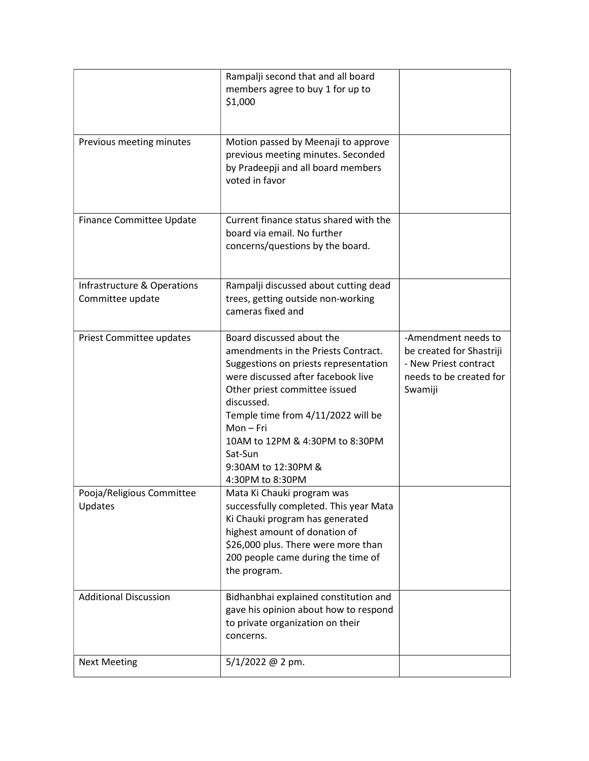| | | |
|---|---|---|
| | Rampalji second that and all board members agree to buy 1 for up to $1,000 | |
| Previous meeting minutes | Motion passed by Meenaji to approve previous meeting minutes. Seconded by Pradeepji and all board members voted in favor | |
| Finance Committee Update | Current finance status shared with the board via email. No further concerns/questions by the board. | |
| Infrastructure & Operations Committee update | Rampalji discussed about cutting dead trees, getting outside non-working cameras fixed and | |
| Priest Committee updates | Board discussed about the amendments in the Priests Contract. Suggestions on priests representation were discussed after facebook live Other priest committee issued discussed. Temple time from 4/11/2022 will be Mon – Fri 10AM to 12PM & 4:30PM to 8:30PM Sat-Sun 9:30AM to 12:30PM & 4:30PM to 8:30PM | -Amendment needs to be created for Shastriji - New Priest contract needs to be created for Swamiji |
| Pooja/Religious Committee Updates | Mata Ki Chauki program was successfully completed. This year Mata Ki Chauki program has generated highest amount of donation of $26,000 plus. There were more than 200 people came during the time of the program. | |
| Additional Discussion | Bidhanbhai explained constitution and gave his opinion about how to respond to private organization on their concerns. | |
| Next Meeting | 5/1/2022 @ 2 pm. | |